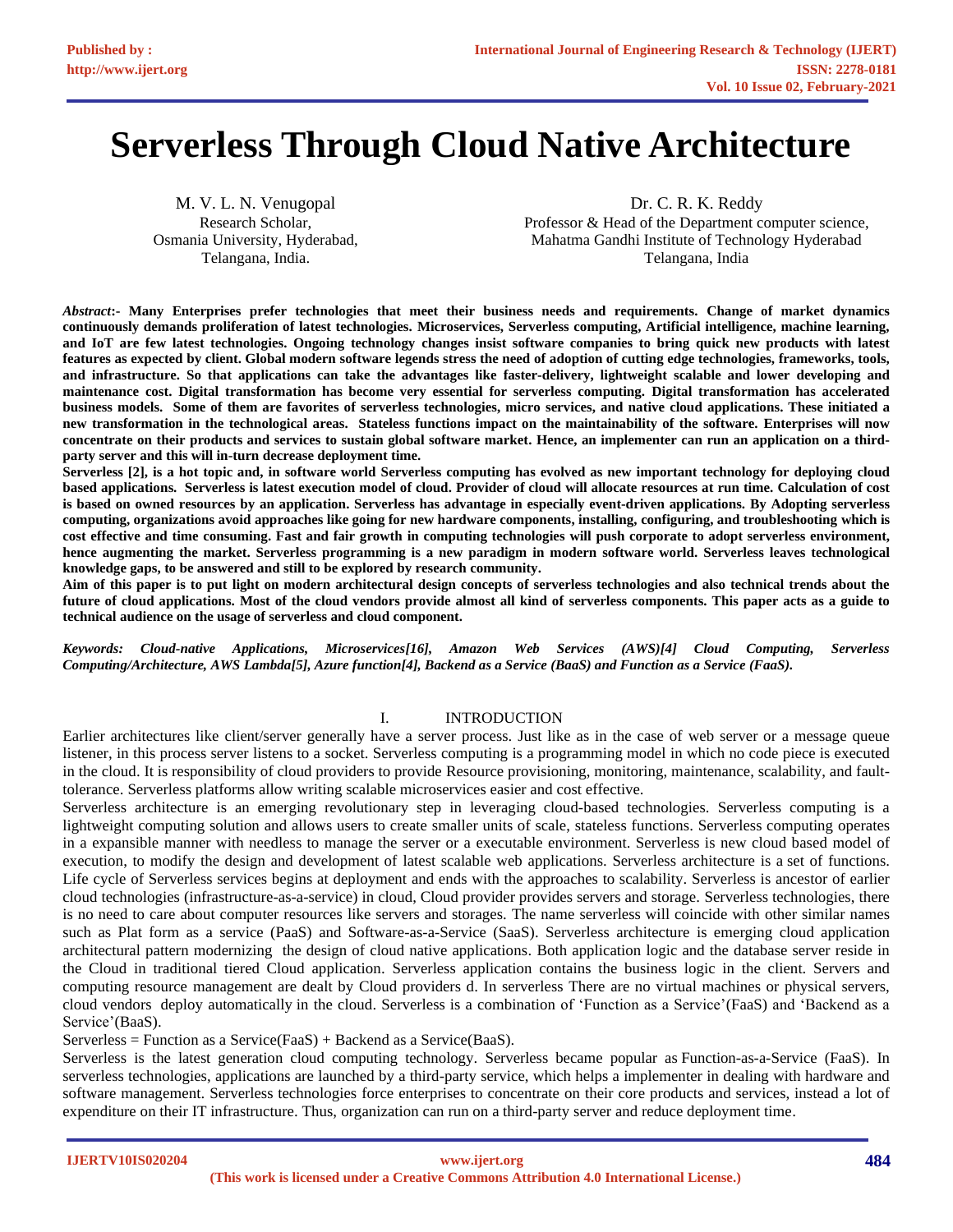# Serverless Through Cloud Native Architecture

M. V. L. N. Venugopal
Research Scholar,
Osmania University, Hyderabad,
Telangana, India.

Dr. C. R. K. Reddy
Professor & Head of the Department computer science,
Mahatma Gandhi Institute of Technology Hyderabad
Telangana, India

***Abstract*:- Many Enterprises prefer technologies that meet their business needs and requirements. Change of market dynamics continuously demands proliferation of latest technologies. Microservices, Serverless computing, Artificial intelligence, machine learning, and IoT are few latest technologies. Ongoing technology changes insist software companies to bring quick new products with latest features as expected by client. Global modern software legends stress the need of adoption of cutting edge technologies, frameworks, tools, and infrastructure. So that applications can take the advantages like faster-delivery, lightweight scalable and lower developing and maintenance cost. Digital transformation has become very essential for serverless computing. Digital transformation has accelerated business models. Some of them are favorites of serverless technologies, micro services, and native cloud applications. These initiated a new transformation in the technological areas. Stateless functions impact on the maintainability of the software. Enterprises will now concentrate on their products and services to sustain global software market. Hence, an implementer can run an application on a third-party server and this will in-turn decrease deployment time.**

**Serverless [2], is a hot topic and, in software world Serverless computing has evolved as new important technology for deploying cloud based applications. Serverless is latest execution model of cloud. Provider of cloud will allocate resources at run time. Calculation of cost is based on owned resources by an application. Serverless has advantage in especially event-driven applications. By Adopting serverless computing, organizations avoid approaches like going for new hardware components, installing, configuring, and troubleshooting which is cost effective and time consuming. Fast and fair growth in computing technologies will push corporate to adopt serverless environment, hence augmenting the market. Serverless programming is a new paradigm in modern software world. Serverless leaves technological knowledge gaps, to be answered and still to be explored by research community.**

**Aim of this paper is to put light on modern architectural design concepts of serverless technologies and also technical trends about the future of cloud applications. Most of the cloud vendors provide almost all kind of serverless components. This paper acts as a guide to technical audience on the usage of serverless and cloud component.**

***Keywords: Cloud-native Applications, Microservices[16], Amazon Web Services (AWS)[4] Cloud Computing, Serverless Computing/Architecture, AWS Lambda[5], Azure function[4], Backend as a Service (BaaS) and Function as a Service (FaaS).***

## I. INTRODUCTION

Earlier architectures like client/server generally have a server process. Just like as in the case of web server or a message queue listener, in this process server listens to a socket. Serverless computing is a programming model in which no code piece is executed in the cloud. It is responsibility of cloud providers to provide Resource provisioning, monitoring, maintenance, scalability, and fault-tolerance. Serverless platforms allow writing scalable microservices easier and cost effective.

Serverless architecture is an emerging revolutionary step in leveraging cloud-based technologies. Serverless computing is a lightweight computing solution and allows users to create smaller units of scale, stateless functions. Serverless computing operates in a expansible manner with needless to manage the server or a executable environment. Serverless is new cloud based model of execution, to modify the design and development of latest scalable web applications. Serverless architecture is a set of functions. Life cycle of Serverless services begins at deployment and ends with the approaches to scalability. Serverless is ancestor of earlier cloud technologies (infrastructure-as-a-service) in cloud, Cloud provider provides servers and storage. Serverless technologies, there is no need to care about computer resources like servers and storages. The name serverless will coincide with other similar names such as Plat form as a service (PaaS) and Software-as-a-Service (SaaS). Serverless architecture is emerging cloud application architectural pattern modernizing the design of cloud native applications. Both application logic and the database server reside in the Cloud in traditional tiered Cloud application. Serverless application contains the business logic in the client. Servers and computing resource management are dealt by Cloud providers d. In serverless There are no virtual machines or physical servers, cloud vendors deploy automatically in the cloud. Serverless is a combination of 'Function as a Service'(FaaS) and 'Backend as a Service'(BaaS).

Serverless = Function as a Service(FaaS) + Backend as a Service(BaaS).

Serverless is the latest generation cloud computing technology. Serverless became popular as Function-as-a-Service (FaaS). In serverless technologies, applications are launched by a third-party service, which helps a implementer in dealing with hardware and software management. Serverless technologies force enterprises to concentrate on their core products and services, instead a lot of expenditure on their IT infrastructure. Thus, organization can run on a third-party server and reduce deployment time.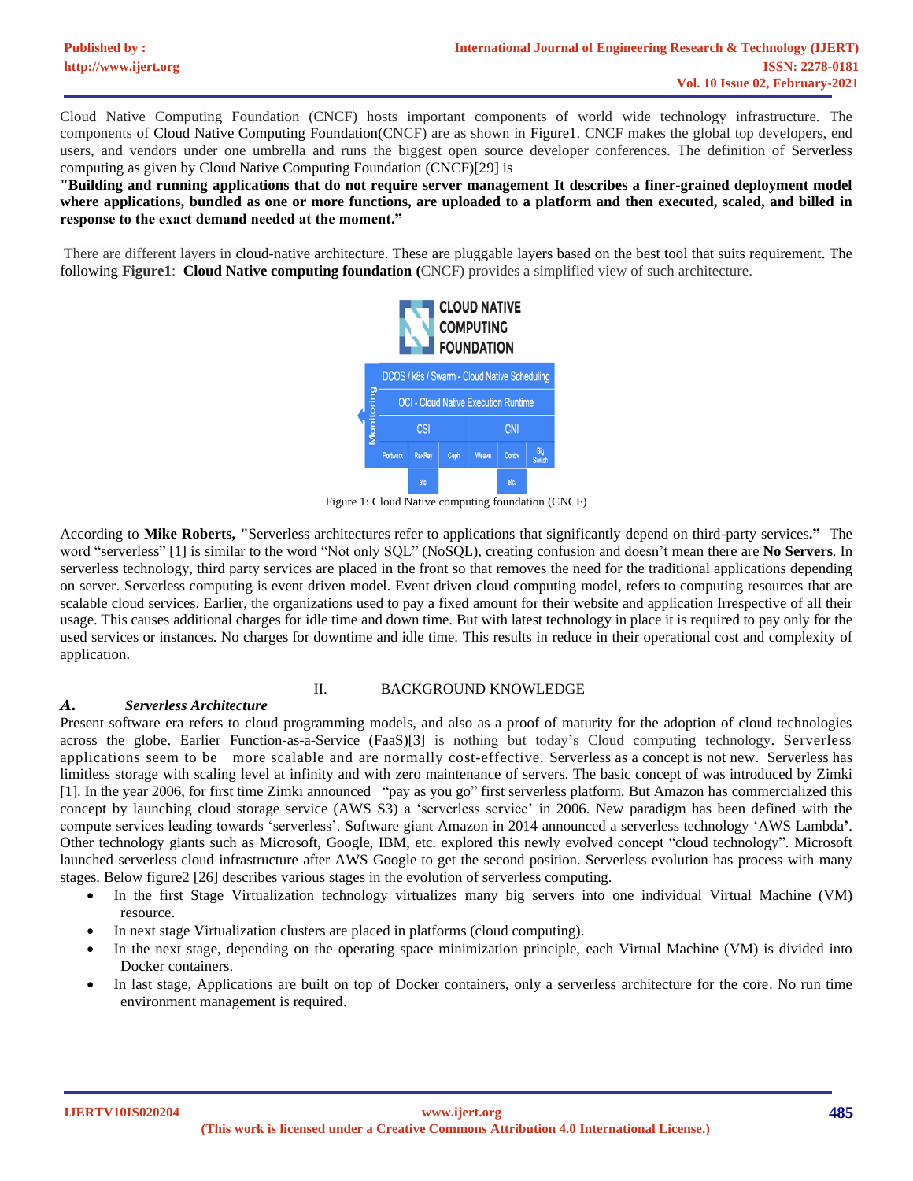Cloud Native Computing Foundation (CNCF) hosts important components of world wide technology infrastructure. The components of Cloud Native Computing Foundation(CNCF) are as shown in Figure1. CNCF makes the global top developers, end users, and vendors under one umbrella and runs the biggest open source developer conferences. The definition of Serverless computing as given by Cloud Native Computing Foundation (CNCF)[29] is

**"Building and running applications that do not require server management It describes a finer-grained deployment model where applications, bundled as one or more functions, are uploaded to a platform and then executed, scaled, and billed in response to the exact demand needed at the moment."**

There are different layers in cloud-native architecture. These are pluggable layers based on the best tool that suits requirement. The following **Figure1**: **Cloud Native computing foundation (**CNCF) provides a simplified view of such architecture.

Figure 1: Cloud Native computing foundation (CNCF)

According to **Mike Roberts, "**Serverless architectures refer to applications that significantly depend on third-party services**."** The word "serverless" [1] is similar to the word "Not only SQL" (NoSQL), creating confusion and doesn't mean there are **No Servers**. In serverless technology, third party services are placed in the front so that removes the need for the traditional applications depending on server. Serverless computing is event driven model. Event driven cloud computing model, refers to computing resources that are scalable cloud services. Earlier, the organizations used to pay a fixed amount for their website and application Irrespective of all their usage. This causes additional charges for idle time and down time. But with latest technology in place it is required to pay only for the used services or instances. No charges for downtime and idle time. This results in reduce in their operational cost and complexity of application.

## II. BACKGROUND KNOWLEDGE

### *A. Serverless Architecture*

Present software era refers to cloud programming models, and also as a proof of maturity for the adoption of cloud technologies across the globe. Earlier Function-as-a-Service (FaaS)[3] is nothing but today's Cloud computing technology. Serverless applications seem to be more scalable and are normally cost-effective. Serverless as a concept is not new. Serverless has limitless storage with scaling level at infinity and with zero maintenance of servers. The basic concept of was introduced by Zimki [1]. In the year 2006, for first time Zimki announced "pay as you go" first serverless platform. But Amazon has commercialized this concept by launching cloud storage service (AWS S3) a 'serverless service' in 2006. New paradigm has been defined with the compute services leading towards 'serverless'. Software giant Amazon in 2014 announced a serverless technology 'AWS Lambda'. Other technology giants such as Microsoft, Google, IBM, etc. explored this newly evolved concept "cloud technology". Microsoft launched serverless cloud infrastructure after AWS Google to get the second position. Serverless evolution has process with many stages. Below figure2 [26] describes various stages in the evolution of serverless computing.

- In the first Stage Virtualization technology virtualizes many big servers into one individual Virtual Machine (VM) resource.
- In next stage Virtualization clusters are placed in platforms (cloud computing).
- In the next stage, depending on the operating space minimization principle, each Virtual Machine (VM) is divided into Docker containers.
- In last stage, Applications are built on top of Docker containers, only a serverless architecture for the core. No run time environment management is required.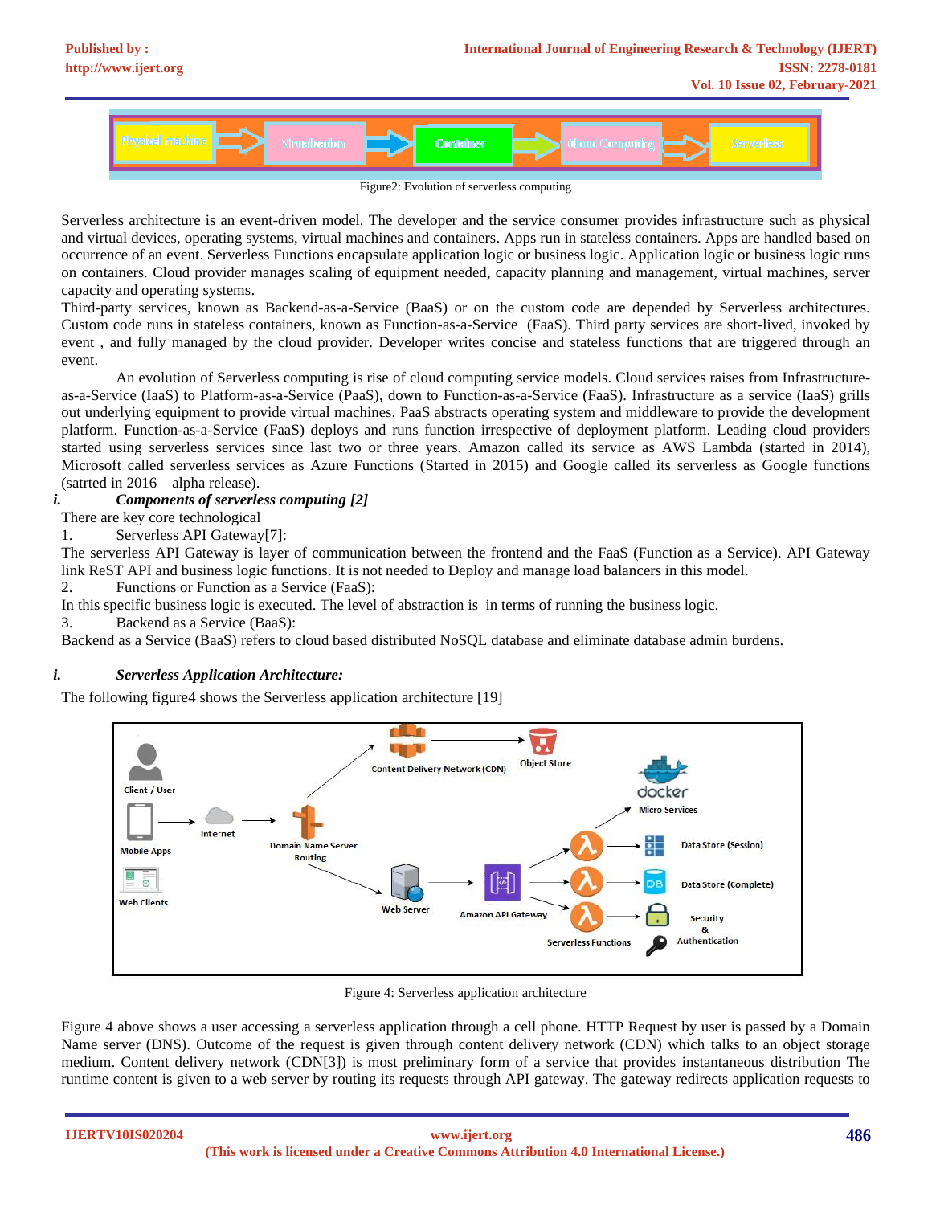Figure2: Evolution of serverless computing

Serverless architecture is an event-driven model. The developer and the service consumer provides infrastructure such as physical and virtual devices, operating systems, virtual machines and containers. Apps run in stateless containers. Apps are handled based on occurrence of an event. Serverless Functions encapsulate application logic or business logic. Application logic or business logic runs on containers. Cloud provider manages scaling of equipment needed, capacity planning and management, virtual machines, server capacity and operating systems.

Third-party services, known as Backend-as-a-Service (BaaS) or on the custom code are depended by Serverless architectures. Custom code runs in stateless containers, known as Function-as-a-Service (FaaS). Third party services are short-lived, invoked by event , and fully managed by the cloud provider. Developer writes concise and stateless functions that are triggered through an event.

An evolution of Serverless computing is rise of cloud computing service models. Cloud services raises from Infrastructure-as-a-Service (IaaS) to Platform-as-a-Service (PaaS), down to Function-as-a-Service (FaaS). Infrastructure as a service (IaaS) grills out underlying equipment to provide virtual machines. PaaS abstracts operating system and middleware to provide the development platform. Function-as-a-Service (FaaS) deploys and runs function irrespective of deployment platform. Leading cloud providers started using serverless services since last two or three years. Amazon called its service as AWS Lambda (started in 2014), Microsoft called serverless services as Azure Functions (Started in 2015) and Google called its serverless as Google functions (satrted in 2016 – alpha release).

***i. Components of serverless computing [2]***

There are key core technological

1. Serverless API Gateway[7]:

The serverless API Gateway is layer of communication between the frontend and the FaaS (Function as a Service). API Gateway link ReST API and business logic functions. It is not needed to Deploy and manage load balancers in this model.

2. Functions or Function as a Service (FaaS):

In this specific business logic is executed. The level of abstraction is in terms of running the business logic.

3. Backend as a Service (BaaS):

Backend as a Service (BaaS) refers to cloud based distributed NoSQL database and eliminate database admin burdens.

***i. Serverless Application Architecture:***

The following figure4 shows the Serverless application architecture [19]

Figure 4: Serverless application architecture

Figure 4 above shows a user accessing a serverless application through a cell phone. HTTP Request by user is passed by a Domain Name server (DNS). Outcome of the request is given through content delivery network (CDN) which talks to an object storage medium. Content delivery network (CDN[3]) is most preliminary form of a service that provides instantaneous distribution The runtime content is given to a web server by routing its requests through API gateway. The gateway redirects application requests to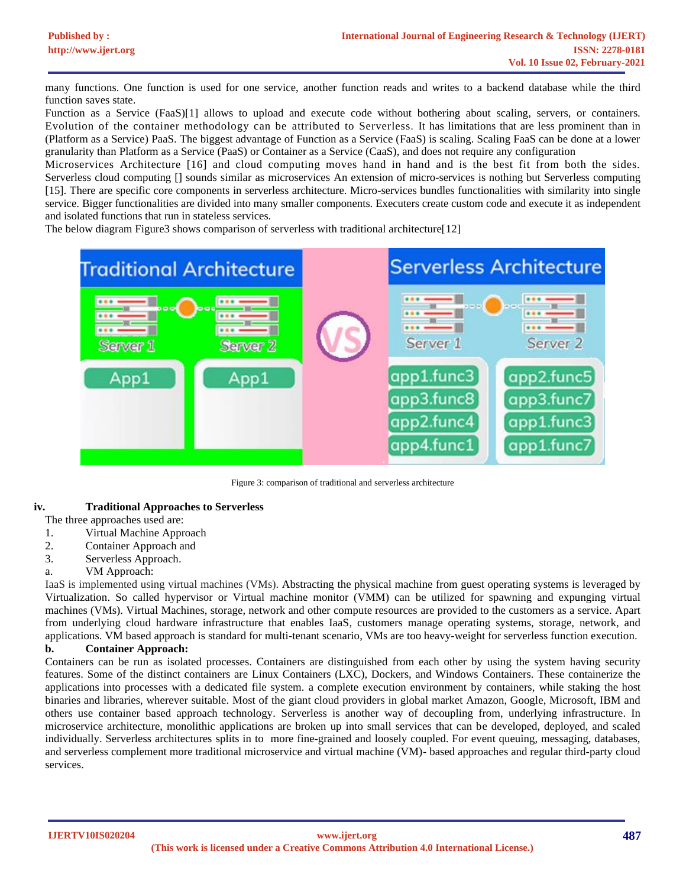many functions. One function is used for one service, another function reads and writes to a backend database while the third function saves state.

Function as a Service (FaaS)[1] allows to upload and execute code without bothering about scaling, servers, or containers. Evolution of the container methodology can be attributed to Serverless. It has limitations that are less prominent than in (Platform as a Service) PaaS. The biggest advantage of Function as a Service (FaaS) is scaling. Scaling FaaS can be done at a lower granularity than Platform as a Service (PaaS) or Container as a Service (CaaS), and does not require any configuration

Microservices Architecture [16] and cloud computing moves hand in hand and is the best fit from both the sides. Serverless cloud computing [] sounds similar as microservices An extension of micro-services is nothing but Serverless computing [15]. There are specific core components in serverless architecture. Micro-services bundles functionalities with similarity into single service. Bigger functionalities are divided into many smaller components. Executers create custom code and execute it as independent and isolated functions that run in stateless services.

The below diagram Figure3 shows comparison of serverless with traditional architecture[12]

Figure 3: comparison of traditional and serverless architecture

**iv. Traditional Approaches to Serverless**

The three approaches used are:

1. Virtual Machine Approach
2. Container Approach and
3. Serverless Approach.

a. VM Approach:

IaaS is implemented using virtual machines (VMs). Abstracting the physical machine from guest operating systems is leveraged by Virtualization. So called hypervisor or Virtual machine monitor (VMM) can be utilized for spawning and expunging virtual machines (VMs). Virtual Machines, storage, network and other compute resources are provided to the customers as a service. Apart from underlying cloud hardware infrastructure that enables IaaS, customers manage operating systems, storage, network, and applications. VM based approach is standard for multi-tenant scenario, VMs are too heavy-weight for serverless function execution.

**b. Container Approach:**

Containers can be run as isolated processes. Containers are distinguished from each other by using the system having security features. Some of the distinct containers are Linux Containers (LXC), Dockers, and Windows Containers. These containerize the applications into processes with a dedicated file system. a complete execution environment by containers, while staking the host binaries and libraries, wherever suitable. Most of the giant cloud providers in global market Amazon, Google, Microsoft, IBM and others use container based approach technology. Serverless is another way of decoupling from, underlying infrastructure. In microservice architecture, monolithic applications are broken up into small services that can be developed, deployed, and scaled individually. Serverless architectures splits in to more fine-grained and loosely coupled. For event queuing, messaging, databases, and serverless complement more traditional microservice and virtual machine (VM)- based approaches and regular third-party cloud services.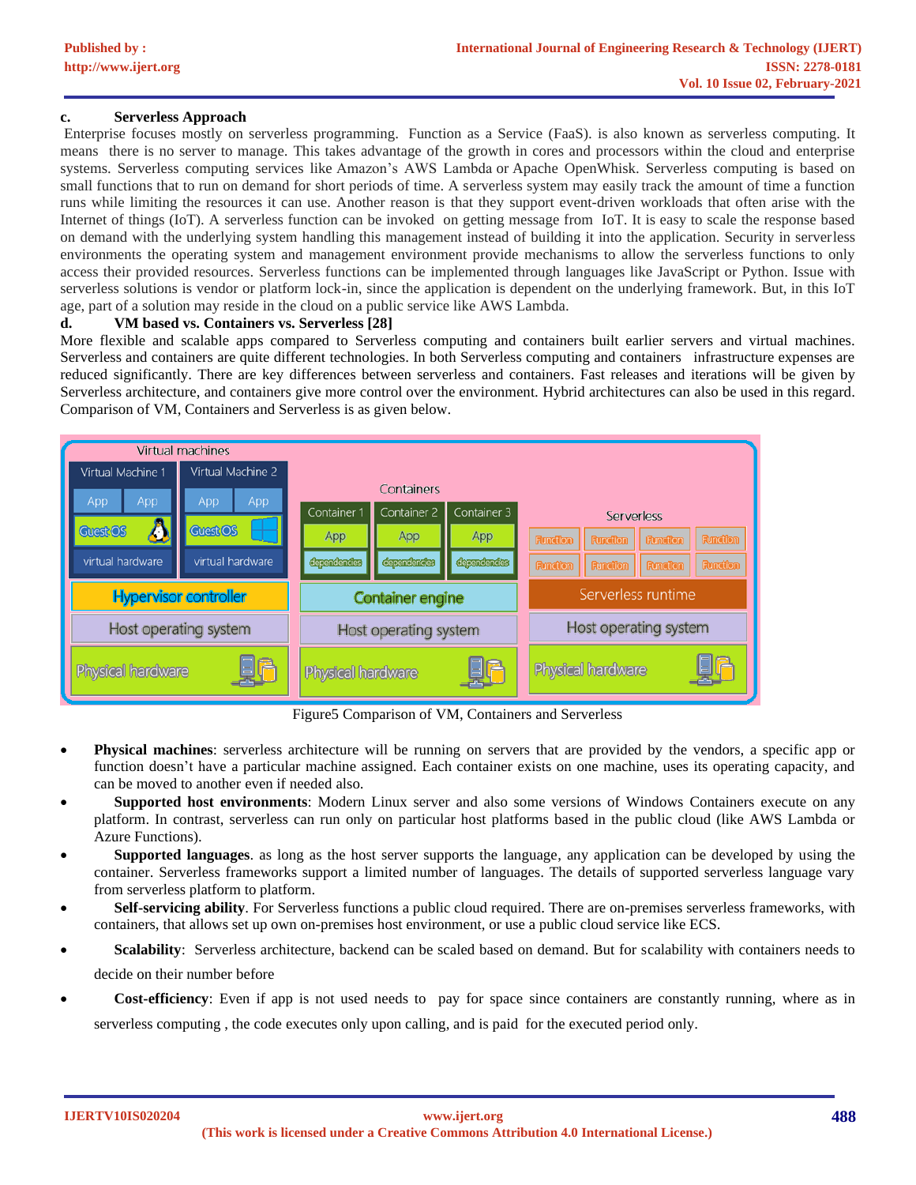### c. Serverless Approach

Enterprise focuses mostly on serverless programming. Function as a Service (FaaS). is also known as serverless computing. It means there is no server to manage. This takes advantage of the growth in cores and processors within the cloud and enterprise systems. Serverless computing services like Amazon's AWS Lambda or Apache OpenWhisk. Serverless computing is based on small functions that to run on demand for short periods of time. A serverless system may easily track the amount of time a function runs while limiting the resources it can use. Another reason is that they support event-driven workloads that often arise with the Internet of things (IoT). A serverless function can be invoked on getting message from IoT. It is easy to scale the response based on demand with the underlying system handling this management instead of building it into the application. Security in serverless environments the operating system and management environment provide mechanisms to allow the serverless functions to only access their provided resources. Serverless functions can be implemented through languages like JavaScript or Python. Issue with serverless solutions is vendor or platform lock-in, since the application is dependent on the underlying framework. But, in this IoT age, part of a solution may reside in the cloud on a public service like AWS Lambda.

### d. VM based vs. Containers vs. Serverless [28]

More flexible and scalable apps compared to Serverless computing and containers built earlier servers and virtual machines. Serverless and containers are quite different technologies. In both Serverless computing and containers infrastructure expenses are reduced significantly. There are key differences between serverless and containers. Fast releases and iterations will be given by Serverless architecture, and containers give more control over the environment. Hybrid architectures can also be used in this regard. Comparison of VM, Containers and Serverless is as given below.

Figure5 Comparison of VM, Containers and Serverless

- **Physical machines**: serverless architecture will be running on servers that are provided by the vendors, a specific app or function doesn't have a particular machine assigned. Each container exists on one machine, uses its operating capacity, and can be moved to another even if needed also.
- **Supported host environments**: Modern Linux server and also some versions of Windows Containers execute on any platform. In contrast, serverless can run only on particular host platforms based in the public cloud (like AWS Lambda or Azure Functions).
- **Supported languages**. as long as the host server supports the language, any application can be developed by using the container. Serverless frameworks support a limited number of languages. The details of supported serverless language vary from serverless platform to platform.
- **Self-servicing ability**. For Serverless functions a public cloud required. There are on-premises serverless frameworks, with containers, that allows set up own on-premises host environment, or use a public cloud service like ECS.
- **Scalability**: Serverless architecture, backend can be scaled based on demand. But for scalability with containers needs to decide on their number before
- **Cost-efficiency**: Even if app is not used needs to pay for space since containers are constantly running, where as in serverless computing , the code executes only upon calling, and is paid for the executed period only.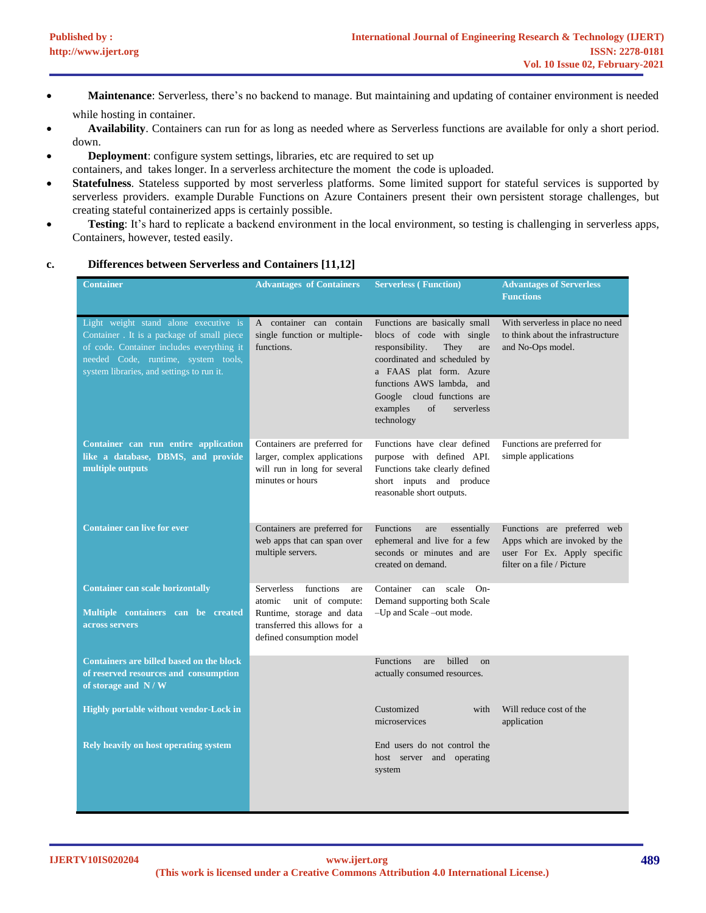- **Maintenance**: Serverless, there's no backend to manage. But maintaining and updating of container environment is needed while hosting in container.
- **Availability**. Containers can run for as long as needed where as Serverless functions are available for only a short period. down.
- **Deployment**: configure system settings, libraries, etc are required to set up containers, and takes longer. In a serverless architecture the moment the code is uploaded.
- **Statefulness**. Stateless supported by most serverless platforms. Some limited support for stateful services is supported by serverless providers. example Durable Functions on Azure Containers present their own persistent storage challenges, but creating stateful containerized apps is certainly possible.
- **Testing**: It's hard to replicate a backend environment in the local environment, so testing is challenging in serverless apps, Containers, however, tested easily.

### c. Differences between Serverless and Containers [11,12]

| Container | Advantages of Containers | Serverless ( Function) | Advantages of Serverless Functions |
|---|---|---|---|
| Light weight stand alone executive is Container . It is a package of small piece of code. Container includes everything it needed Code, runtime, system tools, system libraries, and settings to run it. | A container can contain single function or multiple-functions. | Functions are basically small blocs of code with single responsibility. They are coordinated and scheduled by a FAAS plat form. Azure functions AWS lambda, and Google cloud functions are examples of serverless technology | With serverless in place no need to think about the infrastructure and No-Ops model. |
| **Container can run entire application like a database, DBMS, and provide multiple outputs** | Containers are preferred for larger, complex applications will run in long for several minutes or hours | Functions have clear defined purpose with defined API. Functions take clearly defined short inputs and produce reasonable short outputs. | Functions are preferred for simple applications |
| **Container can live for ever** | Containers are preferred for web apps that can span over multiple servers. | Functions are essentially ephemeral and live for a few seconds or minutes and are created on demand. | Functions are preferred web Apps which are invoked by the user For Ex. Apply specific filter on a file / Picture |
| **Container can scale horizontally**<br>**Multiple containers can be created across servers** | Serverless functions are atomic unit of compute: Runtime, storage and data transferred this allows for a defined consumption model | Container can scale On-Demand supporting both Scale –Up and Scale –out mode. | |
| **Containers are billed based on the block of reserved resources and consumption of storage and N / W** | | Functions are billed on actually consumed resources. | |
| **Highly portable without vendor-Lock in** | | Customized with microservices | Will reduce cost of the application |
| **Rely heavily on host operating system** | | End users do not control the host server and operating system | |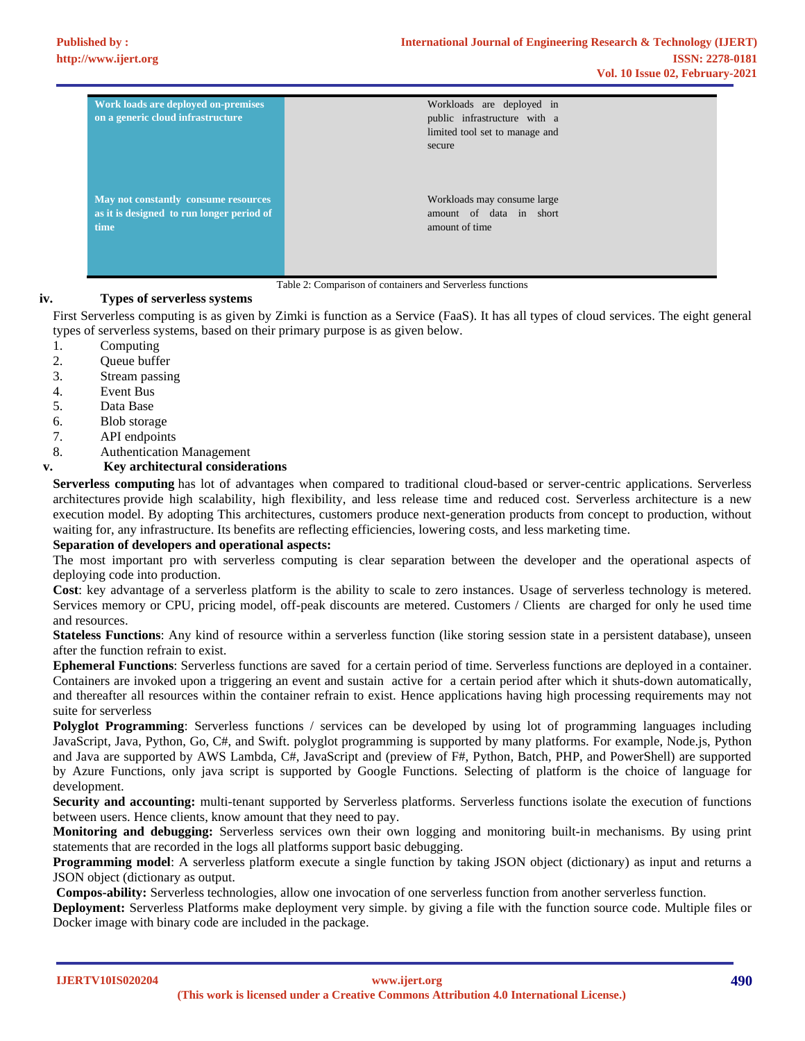| Work loads are deployed on-premises on a generic cloud infrastructure | Workloads are deployed in public infrastructure with a limited tool set to manage and secure |
|---|---|
| May not constantly consume resources as it is designed to run longer period of time | Workloads may consume large amount of data in short amount of time |

Table 2: Comparison of containers and Serverless functions

### iv. Types of serverless systems

First Serverless computing is as given by Zimki is function as a Service (FaaS). It has all types of cloud services. The eight general types of serverless systems, based on their primary purpose is as given below.

1. Computing
2. Queue buffer
3. Stream passing
4. Event Bus
5. Data Base
6. Blob storage
7. API endpoints
8. Authentication Management

### v. Key architectural considerations

**Serverless computing** has lot of advantages when compared to traditional cloud-based or server-centric applications. Serverless architectures provide high scalability, high flexibility, and less release time and reduced cost. Serverless architecture is a new execution model. By adopting This architectures, customers produce next-generation products from concept to production, without waiting for, any infrastructure. Its benefits are reflecting efficiencies, lowering costs, and less marketing time.

**Separation of developers and operational aspects:**

The most important pro with serverless computing is clear separation between the developer and the operational aspects of deploying code into production.

**Cost**: key advantage of a serverless platform is the ability to scale to zero instances. Usage of serverless technology is metered. Services memory or CPU, pricing model, off-peak discounts are metered. Customers / Clients are charged for only he used time and resources.

**Stateless Functions**: Any kind of resource within a serverless function (like storing session state in a persistent database), unseen after the function refrain to exist.

**Ephemeral Functions**: Serverless functions are saved for a certain period of time. Serverless functions are deployed in a container. Containers are invoked upon a triggering an event and sustain active for a certain period after which it shuts-down automatically, and thereafter all resources within the container refrain to exist. Hence applications having high processing requirements may not suite for serverless

**Polyglot Programming**: Serverless functions / services can be developed by using lot of programming languages including JavaScript, Java, Python, Go, C#, and Swift. polyglot programming is supported by many platforms. For example, Node.js, Python and Java are supported by AWS Lambda, C#, JavaScript and (preview of F#, Python, Batch, PHP, and PowerShell) are supported by Azure Functions, only java script is supported by Google Functions. Selecting of platform is the choice of language for development.

**Security and accounting:** multi-tenant supported by Serverless platforms. Serverless functions isolate the execution of functions between users. Hence clients, know amount that they need to pay.

**Monitoring and debugging:** Serverless services own their own logging and monitoring built-in mechanisms. By using print statements that are recorded in the logs all platforms support basic debugging.

**Programming model**: A serverless platform execute a single function by taking JSON object (dictionary) as input and returns a JSON object (dictionary as output.

**Compos-ability:** Serverless technologies, allow one invocation of one serverless function from another serverless function.

**Deployment:** Serverless Platforms make deployment very simple. by giving a file with the function source code. Multiple files or Docker image with binary code are included in the package.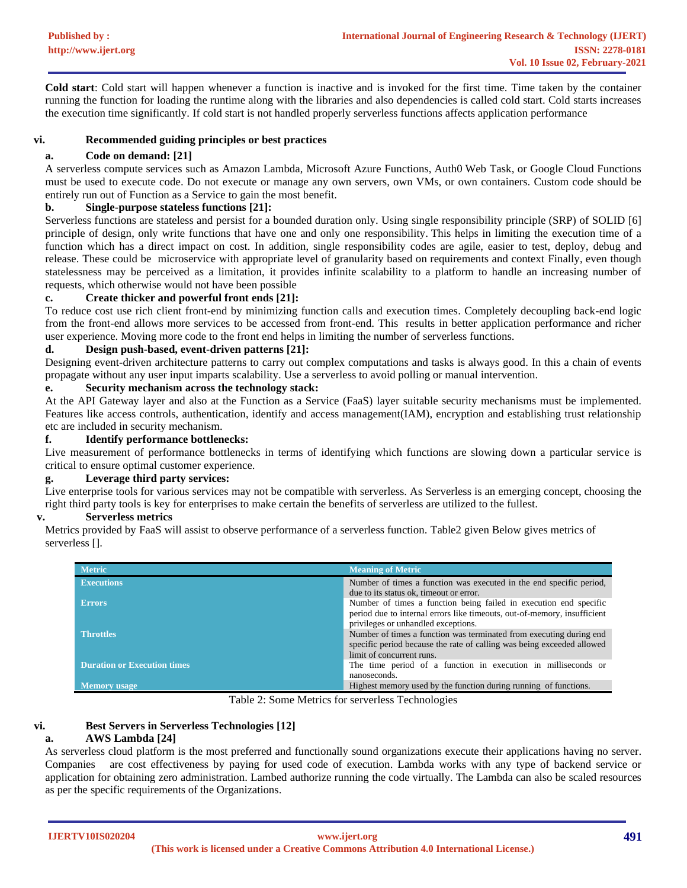**Cold start**: Cold start will happen whenever a function is inactive and is invoked for the first time. Time taken by the container running the function for loading the runtime along with the libraries and also dependencies is called cold start. Cold starts increases the execution time significantly. If cold start is not handled properly serverless functions affects application performance

## vi. Recommended guiding principles or best practices

### a. Code on demand: [21]

A serverless compute services such as Amazon Lambda, Microsoft Azure Functions, Auth0 Web Task, or Google Cloud Functions must be used to execute code. Do not execute or manage any own servers, own VMs, or own containers. Custom code should be entirely run out of Function as a Service to gain the most benefit.

### b. Single-purpose stateless functions [21]:

Serverless functions are stateless and persist for a bounded duration only. Using single responsibility principle (SRP) of SOLID [6] principle of design, only write functions that have one and only one responsibility. This helps in limiting the execution time of a function which has a direct impact on cost. In addition, single responsibility codes are agile, easier to test, deploy, debug and release. These could be microservice with appropriate level of granularity based on requirements and context Finally, even though statelessness may be perceived as a limitation, it provides infinite scalability to a platform to handle an increasing number of requests, which otherwise would not have been possible

### c. Create thicker and powerful front ends [21]:

To reduce cost use rich client front-end by minimizing function calls and execution times. Completely decoupling back-end logic from the front-end allows more services to be accessed from front-end. This results in better application performance and richer user experience. Moving more code to the front end helps in limiting the number of serverless functions.

### d. Design push-based, event-driven patterns [21]:

Designing event-driven architecture patterns to carry out complex computations and tasks is always good. In this a chain of events propagate without any user input imparts scalability. Use a serverless to avoid polling or manual intervention.

### e. Security mechanism across the technology stack:

At the API Gateway layer and also at the Function as a Service (FaaS) layer suitable security mechanisms must be implemented. Features like access controls, authentication, identify and access management(IAM), encryption and establishing trust relationship etc are included in security mechanism.

### f. Identify performance bottlenecks:

Live measurement of performance bottlenecks in terms of identifying which functions are slowing down a particular service is critical to ensure optimal customer experience.

### g. Leverage third party services:

Live enterprise tools for various services may not be compatible with serverless. As Serverless is an emerging concept, choosing the right third party tools is key for enterprises to make certain the benefits of serverless are utilized to the fullest.

## v. Serverless metrics

Metrics provided by FaaS will assist to observe performance of a serverless function. Table2 given Below gives metrics of serverless [].

| Metric | Meaning of Metric |
|---|---|
| Executions | Number of times a function was executed in the end specific period, due to its status ok, timeout or error. |
| Errors | Number of times a function being failed in execution end specific period due to internal errors like timeouts, out-of-memory, insufficient privileges or unhandled exceptions. |
| Throttles | Number of times a function was terminated from executing during end specific period because the rate of calling was being exceeded allowed limit of concurrent runs. |
| Duration or Execution times | The time period of a function in execution in milliseconds or nanoseconds. |
| Memory usage | Highest memory used by the function during running of functions. |

Table 2: Some Metrics for serverless Technologies

## vi. Best Servers in Serverless Technologies [12]

### a. AWS Lambda [24]

As serverless cloud platform is the most preferred and functionally sound organizations execute their applications having no server. Companies are cost effectiveness by paying for used code of execution. Lambda works with any type of backend service or application for obtaining zero administration. Lambed authorize running the code virtually. The Lambda can also be scaled resources as per the specific requirements of the Organizations.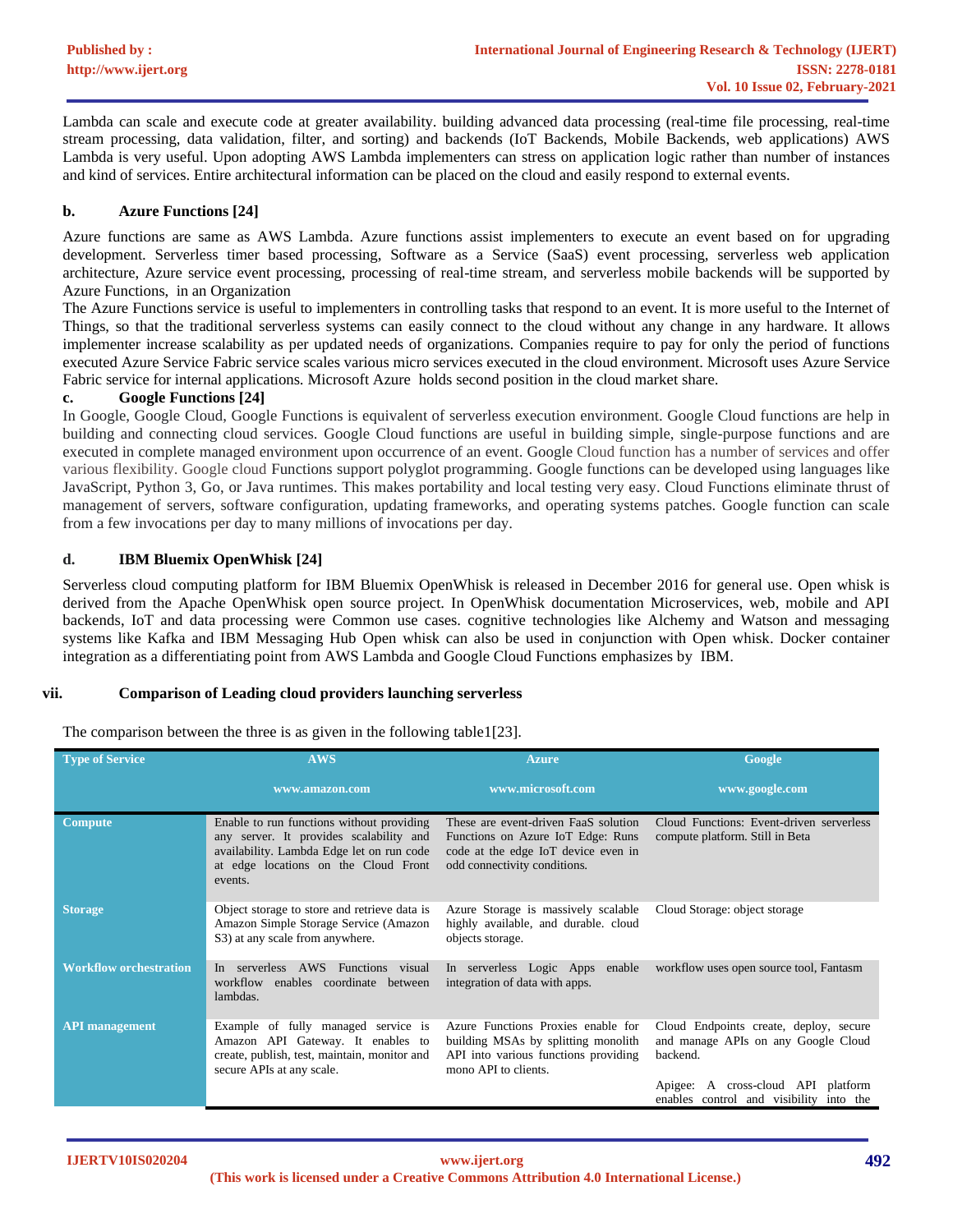Lambda can scale and execute code at greater availability. building advanced data processing (real-time file processing, real-time stream processing, data validation, filter, and sorting) and backends (IoT Backends, Mobile Backends, web applications) AWS Lambda is very useful. Upon adopting AWS Lambda implementers can stress on application logic rather than number of instances and kind of services. Entire architectural information can be placed on the cloud and easily respond to external events.

### b. Azure Functions [24]

Azure functions are same as AWS Lambda. Azure functions assist implementers to execute an event based on for upgrading development. Serverless timer based processing, Software as a Service (SaaS) event processing, serverless web application architecture, Azure service event processing, processing of real-time stream, and serverless mobile backends will be supported by Azure Functions, in an Organization

The Azure Functions service is useful to implementers in controlling tasks that respond to an event. It is more useful to the Internet of Things, so that the traditional serverless systems can easily connect to the cloud without any change in any hardware. It allows implementer increase scalability as per updated needs of organizations. Companies require to pay for only the period of functions executed Azure Service Fabric service scales various micro services executed in the cloud environment. Microsoft uses Azure Service Fabric service for internal applications. Microsoft Azure holds second position in the cloud market share.

### c. Google Functions [24]

In Google, Google Cloud, Google Functions is equivalent of serverless execution environment. Google Cloud functions are help in building and connecting cloud services. Google Cloud functions are useful in building simple, single-purpose functions and are executed in complete managed environment upon occurrence of an event. Google Cloud function has a number of services and offer various flexibility. Google cloud Functions support polyglot programming. Google functions can be developed using languages like JavaScript, Python 3, Go, or Java runtimes. This makes portability and local testing very easy. Cloud Functions eliminate thrust of management of servers, software configuration, updating frameworks, and operating systems patches. Google function can scale from a few invocations per day to many millions of invocations per day.

### d. IBM Bluemix OpenWhisk [24]

Serverless cloud computing platform for IBM Bluemix OpenWhisk is released in December 2016 for general use. Open whisk is derived from the Apache OpenWhisk open source project. In OpenWhisk documentation Microservices, web, mobile and API backends, IoT and data processing were Common use cases. cognitive technologies like Alchemy and Watson and messaging systems like Kafka and IBM Messaging Hub Open whisk can also be used in conjunction with Open whisk. Docker container integration as a differentiating point from AWS Lambda and Google Cloud Functions emphasizes by IBM.

## vii. Comparison of Leading cloud providers launching serverless

The comparison between the three is as given in the following table1[23].

| Type of Service | AWS www.amazon.com | Azure www.microsoft.com | Google www.google.com |
|---|---|---|---|
| **Compute** | Enable to run functions without providing any server. It provides scalability and availability. Lambda Edge let on run code at edge locations on the Cloud Front events. | These are event-driven FaaS solution Functions on Azure IoT Edge: Runs code at the edge IoT device even in odd connectivity conditions. | Cloud Functions: Event-driven serverless compute platform. Still in Beta |
| **Storage** | Object storage to store and retrieve data is Amazon Simple Storage Service (Amazon S3) at any scale from anywhere. | Azure Storage is massively scalable highly available, and durable. cloud objects storage. | Cloud Storage: object storage |
| **Workflow orchestration** | In serverless AWS Functions visual workflow enables coordinate between lambdas. | In serverless Logic Apps enable integration of data with apps. | workflow uses open source tool, Fantasm |
| **API management** | Example of fully managed service is Amazon API Gateway. It enables to create, publish, test, maintain, monitor and secure APIs at any scale. | Azure Functions Proxies enable for building MSAs by splitting monolith API into various functions providing mono API to clients. | Cloud Endpoints create, deploy, secure and manage APIs on any Google Cloud backend. Apigee: A cross-cloud API platform enables control and visibility into the |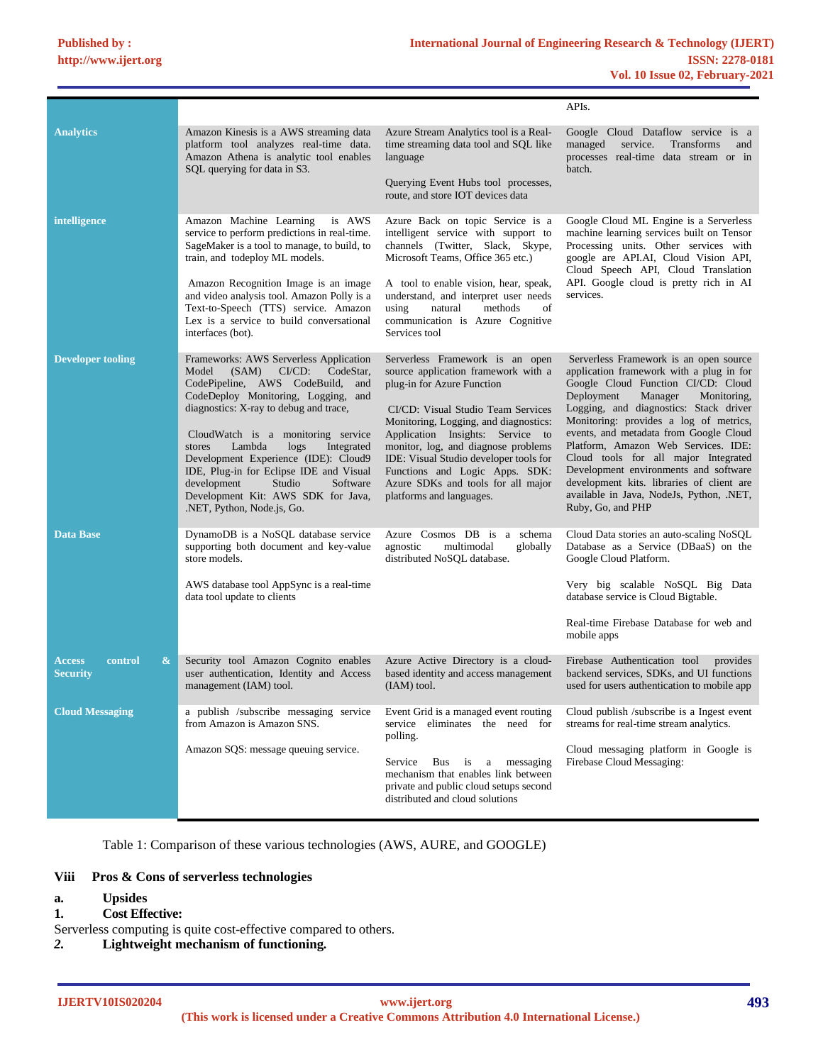| | | | |
|---|---|---|---|
| | | | APIs. |
| **Analytics** | Amazon Kinesis is a AWS streaming data platform tool analyzes real-time data. Amazon Athena is analytic tool enables SQL querying for data in S3. | Azure Stream Analytics tool is a Real-time streaming data tool and SQL like language<br><br>Querying Event Hubs tool processes, route, and store IOT devices data | Google Cloud Dataflow service is a managed service. Transforms and processes real-time data stream or in batch. |
| **intelligence** | Amazon Machine Learning is AWS service to perform predictions in real-time. SageMaker is a tool to manage, to build, to train, and todeploy ML models.<br><br>Amazon Recognition Image is an image and video analysis tool. Amazon Polly is a Text-to-Speech (TTS) service. Amazon Lex is a service to build conversational interfaces (bot). | Azure Back on topic Service is a intelligent service with support to channels (Twitter, Slack, Skype, Microsoft Teams, Office 365 etc.)<br><br>A tool to enable vision, hear, speak, understand, and interpret user needs using natural methods of communication is Azure Cognitive Services tool | Google Cloud ML Engine is a Serverless machine learning services built on Tensor Processing units. Other services with google are API.AI, Cloud Vision API, Cloud Speech API, Cloud Translation API. Google cloud is pretty rich in AI services. |
| **Developer tooling** | Frameworks: AWS Serverless Application Model (SAM) CI/CD: CodeStar, CodePipeline, AWS CodeBuild, and CodeDeploy Monitoring, Logging, and diagnostics: X-ray to debug and trace,<br><br>CloudWatch is a monitoring service stores Lambda logs Integrated Development Experience (IDE): Cloud9 IDE, Plug-in for Eclipse IDE and Visual development Studio Software Development Kit: AWS SDK for Java, .NET, Python, Node.js, Go. | Serverless Framework is an open source application framework with a plug-in for Azure Function<br><br>CI/CD: Visual Studio Team Services Monitoring, Logging, and diagnostics: Application Insights: Service to monitor, log, and diagnose problems IDE: Visual Studio developer tools for Functions and Logic Apps. SDK: Azure SDKs and tools for all major platforms and languages. | Serverless Framework is an open source application framework with a plug in for Google Cloud Function CI/CD: Cloud Deployment Manager Monitoring, Logging, and diagnostics: Stack driver Monitoring: provides a log of metrics, events, and metadata from Google Cloud Platform, Amazon Web Services. IDE: Cloud tools for all major Integrated Development environments and software development kits. libraries of client are available in Java, NodeJs, Python, .NET, Ruby, Go, and PHP |
| **Data Base** | DynamoDB is a NoSQL database service supporting both document and key-value store models.<br><br>AWS database tool AppSync is a real-time data tool update to clients | Azure Cosmos DB is a schema agnostic multimodal globally distributed NoSQL database. | Cloud Data stories an auto-scaling NoSQL Database as a Service (DBaaS) on the Google Cloud Platform.<br><br>Very big scalable NoSQL Big Data database service is Cloud Bigtable.<br><br>Real-time Firebase Database for web and mobile apps |
| **Access control & Security** | Security tool Amazon Cognito enables user authentication, Identity and Access management (IAM) tool. | Azure Active Directory is a cloud-based identity and access management (IAM) tool. | Firebase Authentication tool provides backend services, SDKs, and UI functions used for users authentication to mobile app |
| **Cloud Messaging** | a publish /subscribe messaging service from Amazon is Amazon SNS.<br><br>Amazon SQS: message queuing service. | Event Grid is a managed event routing service eliminates the need for polling.<br><br>Service Bus is a messaging mechanism that enables link between private and public cloud setups second distributed and cloud solutions | Cloud publish /subscribe is a Ingest event streams for real-time stream analytics.<br><br>Cloud messaging platform in Google is Firebase Cloud Messaging: |

Table 1: Comparison of these various technologies (AWS, AURE, and GOOGLE)

## Viii Pros & Cons of serverless technologies

**a. Upsides**

**1. Cost Effective:**

Serverless computing is quite cost-effective compared to others.

***2.*** **Lightweight mechanism of functioning.**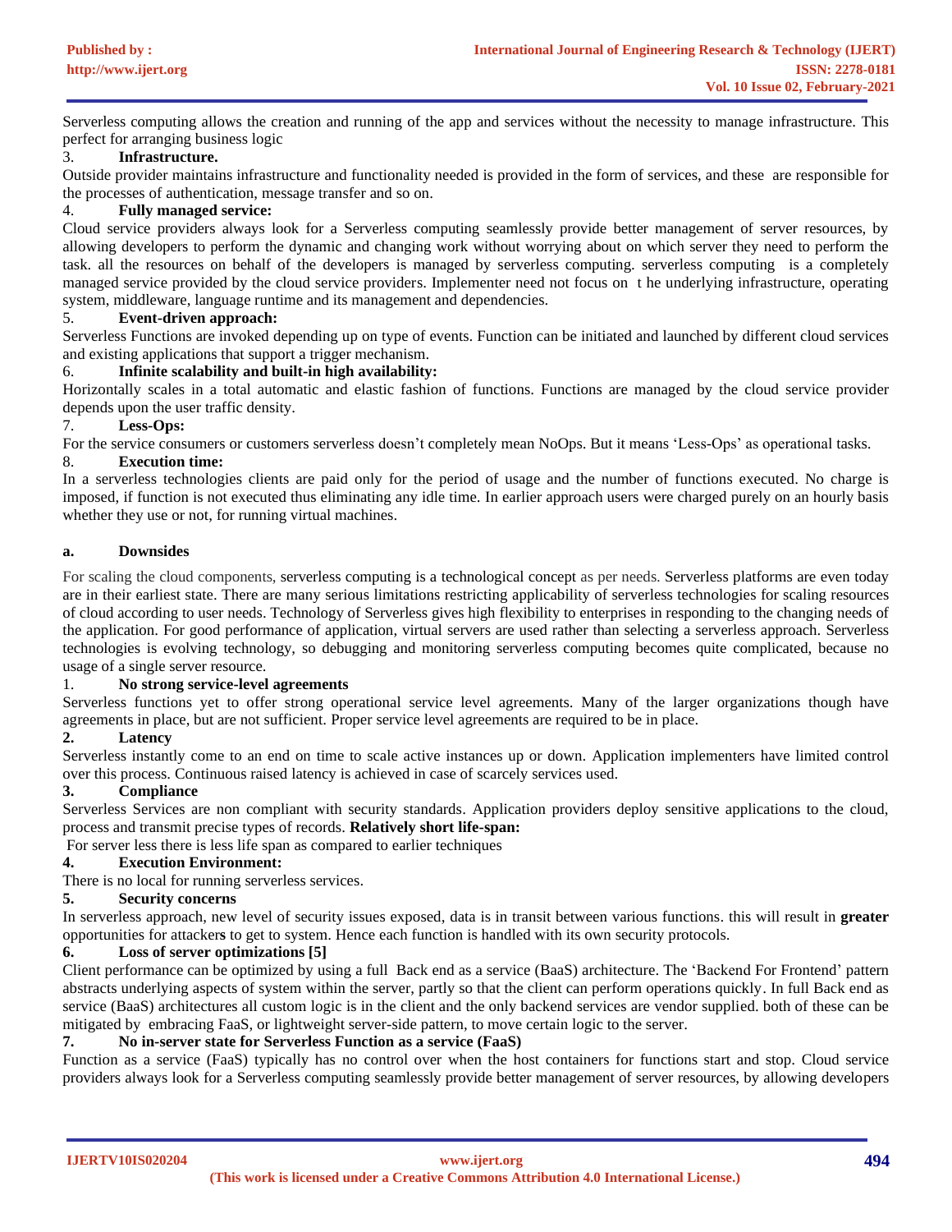Serverless computing allows the creation and running of the app and services without the necessity to manage infrastructure. This perfect for arranging business logic

3. **Infrastructure.**

Outside provider maintains infrastructure and functionality needed is provided in the form of services, and these are responsible for the processes of authentication, message transfer and so on.

4. **Fully managed service:**

Cloud service providers always look for a Serverless computing seamlessly provide better management of server resources, by allowing developers to perform the dynamic and changing work without worrying about on which server they need to perform the task. all the resources on behalf of the developers is managed by serverless computing. serverless computing is a completely managed service provided by the cloud service providers. Implementer need not focus on t he underlying infrastructure, operating system, middleware, language runtime and its management and dependencies.

5. **Event-driven approach:**

Serverless Functions are invoked depending up on type of events. Function can be initiated and launched by different cloud services and existing applications that support a trigger mechanism.

6. **Infinite scalability and built-in high availability:**

Horizontally scales in a total automatic and elastic fashion of functions. Functions are managed by the cloud service provider depends upon the user traffic density.

7. **Less-Ops:**

For the service consumers or customers serverless doesn't completely mean NoOps. But it means 'Less-Ops' as operational tasks.

8. **Execution time:**

In a serverless technologies clients are paid only for the period of usage and the number of functions executed. No charge is imposed, if function is not executed thus eliminating any idle time. In earlier approach users were charged purely on an hourly basis whether they use or not, for running virtual machines.

**a. Downsides**

For scaling the cloud components, serverless computing is a technological concept as per needs. Serverless platforms are even today are in their earliest state. There are many serious limitations restricting applicability of serverless technologies for scaling resources of cloud according to user needs. Technology of Serverless gives high flexibility to enterprises in responding to the changing needs of the application. For good performance of application, virtual servers are used rather than selecting a serverless approach. Serverless technologies is evolving technology, so debugging and monitoring serverless computing becomes quite complicated, because no usage of a single server resource.

1. **No strong service-level agreements**

Serverless functions yet to offer strong operational service level agreements. Many of the larger organizations though have agreements in place, but are not sufficient. Proper service level agreements are required to be in place.

2. **Latency**

Serverless instantly come to an end on time to scale active instances up or down. Application implementers have limited control over this process. Continuous raised latency is achieved in case of scarcely services used.

3. **Compliance**

Serverless Services are non compliant with security standards. Application providers deploy sensitive applications to the cloud, process and transmit precise types of records. **Relatively short life-span:**

For server less there is less life span as compared to earlier techniques

4. **Execution Environment:**

There is no local for running serverless services.

5. **Security concerns**

In serverless approach, new level of security issues exposed, data is in transit between various functions. this will result in **greater** opportunities for attacker**s** to get to system. Hence each function is handled with its own security protocols.

6. **Loss of server optimizations [5]**

Client performance can be optimized by using a full Back end as a service (BaaS) architecture. The 'Backend For Frontend' pattern abstracts underlying aspects of system within the server, partly so that the client can perform operations quickly. In full Back end as service (BaaS) architectures all custom logic is in the client and the only backend services are vendor supplied. both of these can be mitigated by embracing FaaS, or lightweight server-side pattern, to move certain logic to the server.

7. **No in-server state for Serverless Function as a service (FaaS)**

Function as a service (FaaS) typically has no control over when the host containers for functions start and stop. Cloud service providers always look for a Serverless computing seamlessly provide better management of server resources, by allowing developers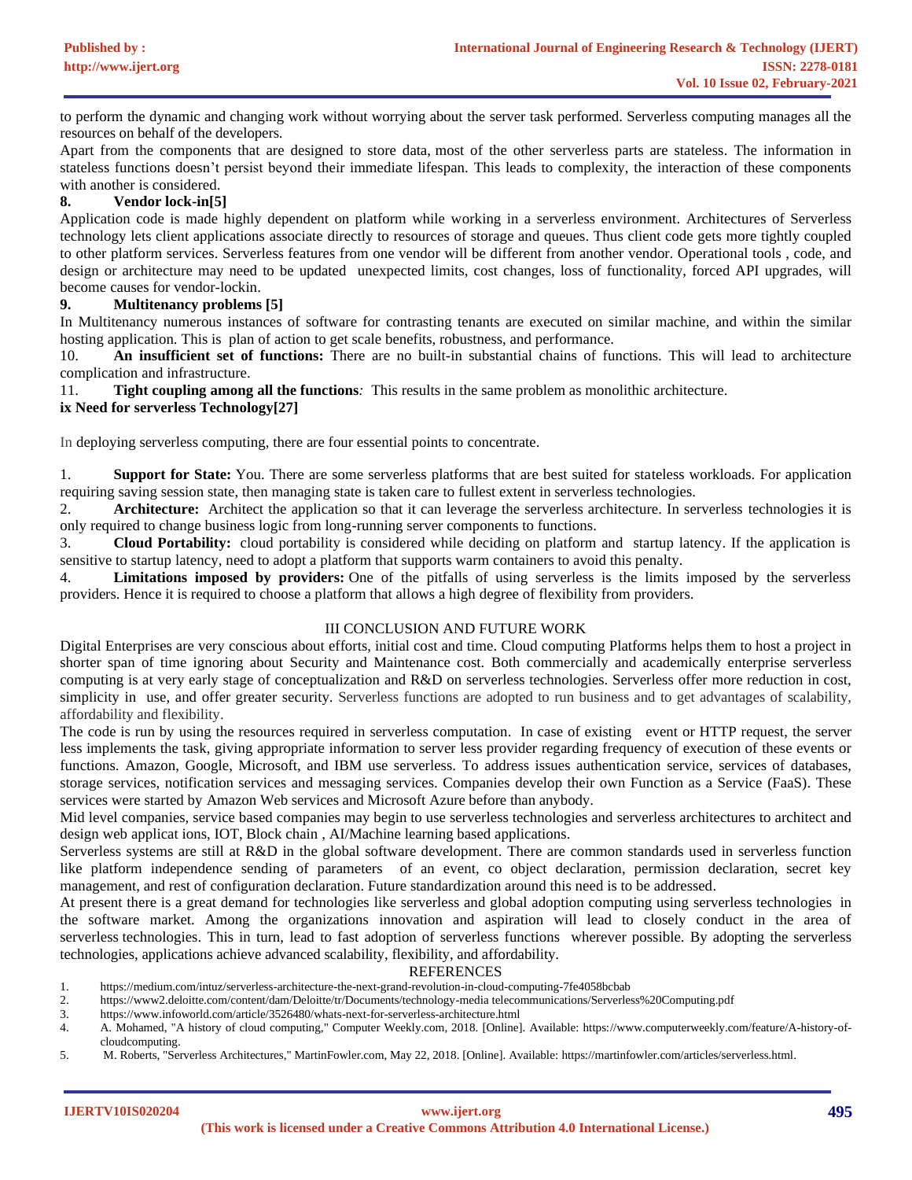to perform the dynamic and changing work without worrying about the server task performed. Serverless computing manages all the resources on behalf of the developers.

Apart from the components that are designed to store data, most of the other serverless parts are stateless. The information in stateless functions doesn't persist beyond their immediate lifespan. This leads to complexity, the interaction of these components with another is considered.

**8. Vendor lock-in[5]**

Application code is made highly dependent on platform while working in a serverless environment. Architectures of Serverless technology lets client applications associate directly to resources of storage and queues. Thus client code gets more tightly coupled to other platform services. Serverless features from one vendor will be different from another vendor. Operational tools , code, and design or architecture may need to be updated unexpected limits, cost changes, loss of functionality, forced API upgrades, will become causes for vendor-lockin.

**9. Multitenancy problems [5]**

In Multitenancy numerous instances of software for contrasting tenants are executed on similar machine, and within the similar hosting application. This is plan of action to get scale benefits, robustness, and performance.

10. **An insufficient set of functions:** There are no built-in substantial chains of functions. This will lead to architecture complication and infrastructure.

11. **Tight coupling among all the functions***:* This results in the same problem as monolithic architecture.

**ix Need for serverless Technology[27]**

In deploying serverless computing, there are four essential points to concentrate.

1. **Support for State:** You. There are some serverless platforms that are best suited for stateless workloads. For application requiring saving session state, then managing state is taken care to fullest extent in serverless technologies.
2. **Architecture:** Architect the application so that it can leverage the serverless architecture. In serverless technologies it is only required to change business logic from long-running server components to functions.
3. **Cloud Portability:** cloud portability is considered while deciding on platform and startup latency. If the application is sensitive to startup latency, need to adopt a platform that supports warm containers to avoid this penalty.
4. **Limitations imposed by providers:** One of the pitfalls of using serverless is the limits imposed by the serverless providers. Hence it is required to choose a platform that allows a high degree of flexibility from providers.

## III CONCLUSION AND FUTURE WORK

Digital Enterprises are very conscious about efforts, initial cost and time. Cloud computing Platforms helps them to host a project in shorter span of time ignoring about Security and Maintenance cost. Both commercially and academically enterprise serverless computing is at very early stage of conceptualization and R&D on serverless technologies. Serverless offer more reduction in cost, simplicity in use, and offer greater security. Serverless functions are adopted to run business and to get advantages of scalability, affordability and flexibility.

The code is run by using the resources required in serverless computation. In case of existing event or HTTP request, the server less implements the task, giving appropriate information to server less provider regarding frequency of execution of these events or functions. Amazon, Google, Microsoft, and IBM use serverless. To address issues authentication service, services of databases, storage services, notification services and messaging services. Companies develop their own Function as a Service (FaaS). These services were started by Amazon Web services and Microsoft Azure before than anybody.

Mid level companies, service based companies may begin to use serverless technologies and serverless architectures to architect and design web applicat ions, IOT, Block chain , AI/Machine learning based applications.

Serverless systems are still at R&D in the global software development. There are common standards used in serverless function like platform independence sending of parameters of an event, co object declaration, permission declaration, secret key management, and rest of configuration declaration. Future standardization around this need is to be addressed.

At present there is a great demand for technologies like serverless and global adoption computing using serverless technologies in the software market. Among the organizations innovation and aspiration will lead to closely conduct in the area of serverless technologies. This in turn, lead to fast adoption of serverless functions wherever possible. By adopting the serverless technologies, applications achieve advanced scalability, flexibility, and affordability.

## REFERENCES

1. https://medium.com/intuz/serverless-architecture-the-next-grand-revolution-in-cloud-computing-7fe4058bcbab
2. https://www2.deloitte.com/content/dam/Deloitte/tr/Documents/technology-media telecommunications/Serverless%20Computing.pdf
3. https://www.infoworld.com/article/3526480/whats-next-for-serverless-architecture.html
4. A. Mohamed, "A history of cloud computing," Computer Weekly.com, 2018. [Online]. Available: https://www.computerweekly.com/feature/A-history-of-cloudcomputing.
5. M. Roberts, "Serverless Architectures," MartinFowler.com, May 22, 2018. [Online]. Available: https://martinfowler.com/articles/serverless.html.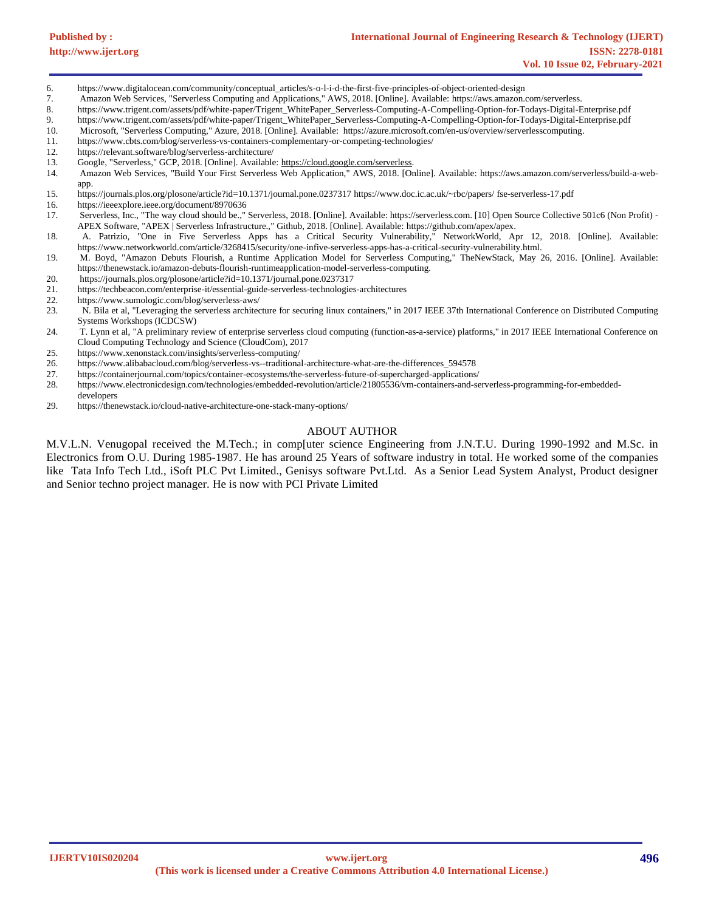6. https://www.digitalocean.com/community/conceptual_articles/s-o-l-i-d-the-first-five-principles-of-object-oriented-design
7. Amazon Web Services, "Serverless Computing and Applications," AWS, 2018. [Online]. Available: https://aws.amazon.com/serverless.
8. https://www.trigent.com/assets/pdf/white-paper/Trigent_WhitePaper_Serverless-Computing-A-Compelling-Option-for-Todays-Digital-Enterprise.pdf
9. https://www.trigent.com/assets/pdf/white-paper/Trigent_WhitePaper_Serverless-Computing-A-Compelling-Option-for-Todays-Digital-Enterprise.pdf
10. Microsoft, "Serverless Computing," Azure, 2018. [Online]. Available: https://azure.microsoft.com/en-us/overview/serverlesscomputing.
11. https://www.cbts.com/blog/serverless-vs-containers-complementary-or-competing-technologies/
12. https://relevant.software/blog/serverless-architecture/
13. Google, "Serverless," GCP, 2018. [Online]. Available: https://cloud.google.com/serverless.
14. Amazon Web Services, "Build Your First Serverless Web Application," AWS, 2018. [Online]. Available: https://aws.amazon.com/serverless/build-a-web-app.
15. https://journals.plos.org/plosone/article?id=10.1371/journal.pone.0237317 https://www.doc.ic.ac.uk/~rbc/papers/ fse-serverless-17.pdf
16. https://ieeexplore.ieee.org/document/8970636
17. Serverless, Inc., "The way cloud should be.," Serverless, 2018. [Online]. Available: https://serverless.com. [10] Open Source Collective 501c6 (Non Profit) - APEX Software, "APEX | Serverless Infrastructure.," Github, 2018. [Online]. Available: https://github.com/apex/apex.
18. A. Patrizio, "One in Five Serverless Apps has a Critical Security Vulnerability," NetworkWorld, Apr 12, 2018. [Online]. Available: https://www.networkworld.com/article/3268415/security/one-infive-serverless-apps-has-a-critical-security-vulnerability.html.
19. M. Boyd, "Amazon Debuts Flourish, a Runtime Application Model for Serverless Computing," TheNewStack, May 26, 2016. [Online]. Available: https://thenewstack.io/amazon-debuts-flourish-runtimeapplication-model-serverless-computing.
20. https://journals.plos.org/plosone/article?id=10.1371/journal.pone.0237317
21. https://techbeacon.com/enterprise-it/essential-guide-serverless-technologies-architectures
22. https://www.sumologic.com/blog/serverless-aws/
23. N. Bila et al, "Leveraging the serverless architecture for securing linux containers," in 2017 IEEE 37th International Conference on Distributed Computing Systems Workshops (ICDCSW)
24. T. Lynn et al, "A preliminary review of enterprise serverless cloud computing (function-as-a-service) platforms," in 2017 IEEE International Conference on Cloud Computing Technology and Science (CloudCom), 2017
25. https://www.xenonstack.com/insights/serverless-computing/
26. https://www.alibabacloud.com/blog/serverless-vs--traditional-architecture-what-are-the-differences_594578
27. https://containerjournal.com/topics/container-ecosystems/the-serverless-future-of-supercharged-applications/
28. https://www.electronicdesign.com/technologies/embedded-revolution/article/21805536/vm-containers-and-serverless-programming-for-embedded-developers
29. https://thenewstack.io/cloud-native-architecture-one-stack-many-options/

## ABOUT AUTHOR

M.V.L.N. Venugopal received the M.Tech.; in comp[uter science Engineering from J.N.T.U. During 1990-1992 and M.Sc. in Electronics from O.U. During 1985-1987. He has around 25 Years of software industry in total. He worked some of the companies like Tata Info Tech Ltd., iSoft PLC Pvt Limited., Genisys software Pvt.Ltd. As a Senior Lead System Analyst, Product designer and Senior techno project manager. He is now with PCI Private Limited